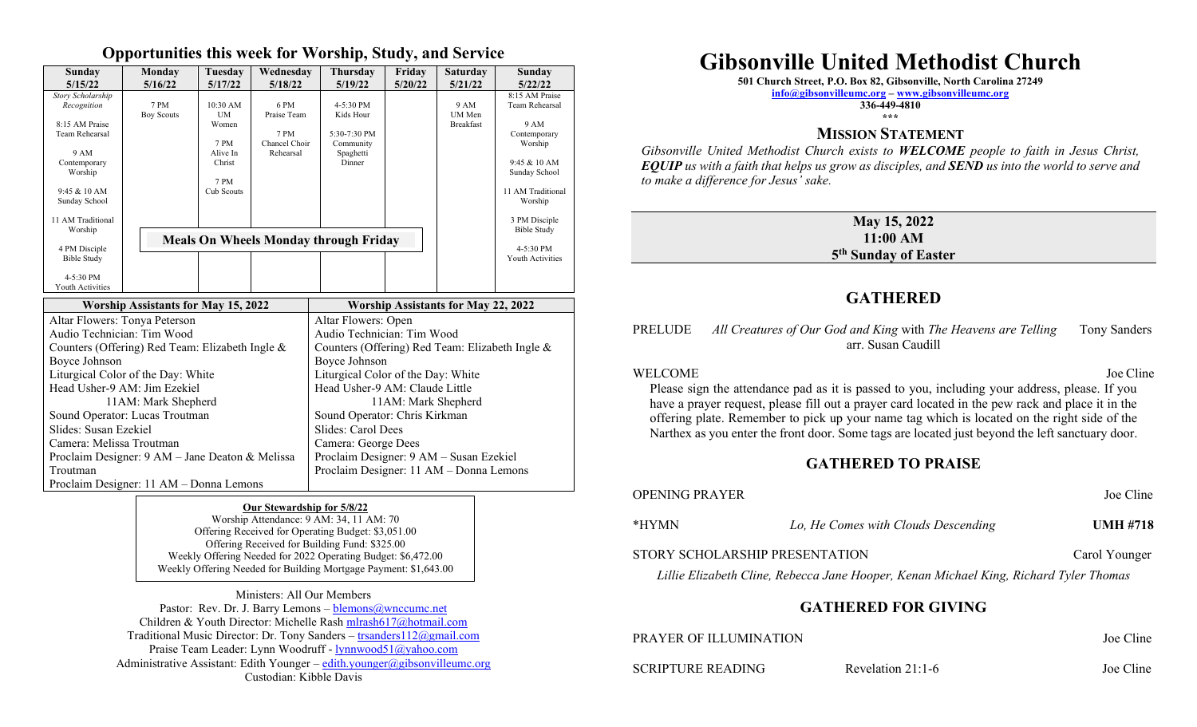## Opportunities this week for Worship, Study, and Service

| Sunday 5/15/22 | Monday 5/16/22 | Tuesday 5/17/22 | Wednesday 5/18/22 | Thursday 5/19/22 | Friday 5/20/22 | Saturday 5/21/22 | Sunday 5/22/22 |
|---|---|---|---|---|---|---|---|
| *Story Scholarship Recognition*<br><br>8:15 AM Praise Team Rehearsal<br><br>9 AM Contemporary Worship<br><br>9:45 & 10 AM Sunday School<br><br>11 AM Traditional Worship<br><br>4 PM Disciple Bible Study<br><br>4-5:30 PM Youth Activities | 7 PM Boy Scouts | 10:30 AM UM Women<br><br>7 PM Alive In Christ<br><br>7 PM Cub Scouts | 6 PM Praise Team<br><br>7 PM Chancel Choir Rehearsal | 4-5:30 PM Kids Hour<br><br>5:30-7:30 PM Community Spaghetti Dinner | | 9 AM UM Men Breakfast | 8:15 AM Praise Team Rehearsal<br><br>9 AM Contemporary Worship<br><br>9:45 & 10 AM Sunday School<br><br>11 AM Traditional Worship<br><br>3 PM Disciple Bible Study<br><br>4-5:30 PM Youth Activities |

**Meals On Wheels Monday through Friday**

| Worship Assistants for May 15, 2022 | Worship Assistants for May 22, 2022 |
|---|---|
| Altar Flowers: Tonya Peterson | Altar Flowers: Open |
| Audio Technician: Tim Wood | Audio Technician: Tim Wood |
| Counters (Offering) Red Team: Elizabeth Ingle & Boyce Johnson | Counters (Offering) Red Team: Elizabeth Ingle & Boyce Johnson |
| Liturgical Color of the Day: White | Liturgical Color of the Day: White |
| Head Usher-9 AM: Jim Ezekiel<br>11AM: Mark Shepherd | Head Usher-9 AM: Claude Little<br>11AM: Mark Shepherd |
| Sound Operator: Lucas Troutman | Sound Operator: Chris Kirkman |
| Slides: Susan Ezekiel | Slides: Carol Dees |
| Camera: Melissa Troutman | Camera: George Dees |
| Proclaim Designer: 9 AM – Jane Deaton & Melissa Troutman | Proclaim Designer: 9 AM – Susan Ezekiel |
| Proclaim Designer: 11 AM – Donna Lemons | Proclaim Designer: 11 AM – Donna Lemons |

**Our Stewardship for 5/8/22**
Worship Attendance: 9 AM: 34, 11 AM: 70
Offering Received for Operating Budget: $3,051.00
Offering Received for Building Fund: $325.00
Weekly Offering Needed for 2022 Operating Budget: $6,472.00
Weekly Offering Needed for Building Mortgage Payment: $1,643.00

Ministers: All Our Members
Pastor: Rev. Dr. J. Barry Lemons – blemons@wnccumc.net
Children & Youth Director: Michelle Rash mlrash617@hotmail.com
Traditional Music Director: Dr. Tony Sanders – trsanders112@gmail.com
Praise Team Leader: Lynn Woodruff - lynnwood51@yahoo.com
Administrative Assistant: Edith Younger – edith.younger@gibsonvilleumc.org
Custodian: Kibble Davis

# Gibsonville United Methodist Church

**501 Church Street, P.O. Box 82, Gibsonville, North Carolina 27249**
**info@gibsonvilleumc.org – www.gibsonvilleumc.org**
**336-449-4810**
\*\*\*

## MISSION STATEMENT

*Gibsonville United Methodist Church exists to **WELCOME** people to faith in Jesus Christ, **EQUIP** us with a faith that helps us grow as disciples, and **SEND** us into the world to serve and to make a difference for Jesus' sake.*

**May 15, 2022**
**11:00 AM**
**5th Sunday of Easter**

## GATHERED

PRELUDE *All Creatures of Our God and King* with *The Heavens are Telling* arr. Susan Caudill — Tony Sanders

WELCOME — Joe Cline

Please sign the attendance pad as it is passed to you, including your address, please. If you have a prayer request, please fill out a prayer card located in the pew rack and place it in the offering plate. Remember to pick up your name tag which is located on the right side of the Narthex as you enter the front door. Some tags are located just beyond the left sanctuary door.

## GATHERED TO PRAISE

OPENING PRAYER — Joe Cline

\*HYMN *Lo, He Comes with Clouds Descending* **UMH #718**

STORY SCHOLARSHIP PRESENTATION — Carol Younger

*Lillie Elizabeth Cline, Rebecca Jane Hooper, Kenan Michael King, Richard Tyler Thomas*

## GATHERED FOR GIVING

PRAYER OF ILLUMINATION — Joe Cline

SCRIPTURE READING Revelation 21:1-6 — Joe Cline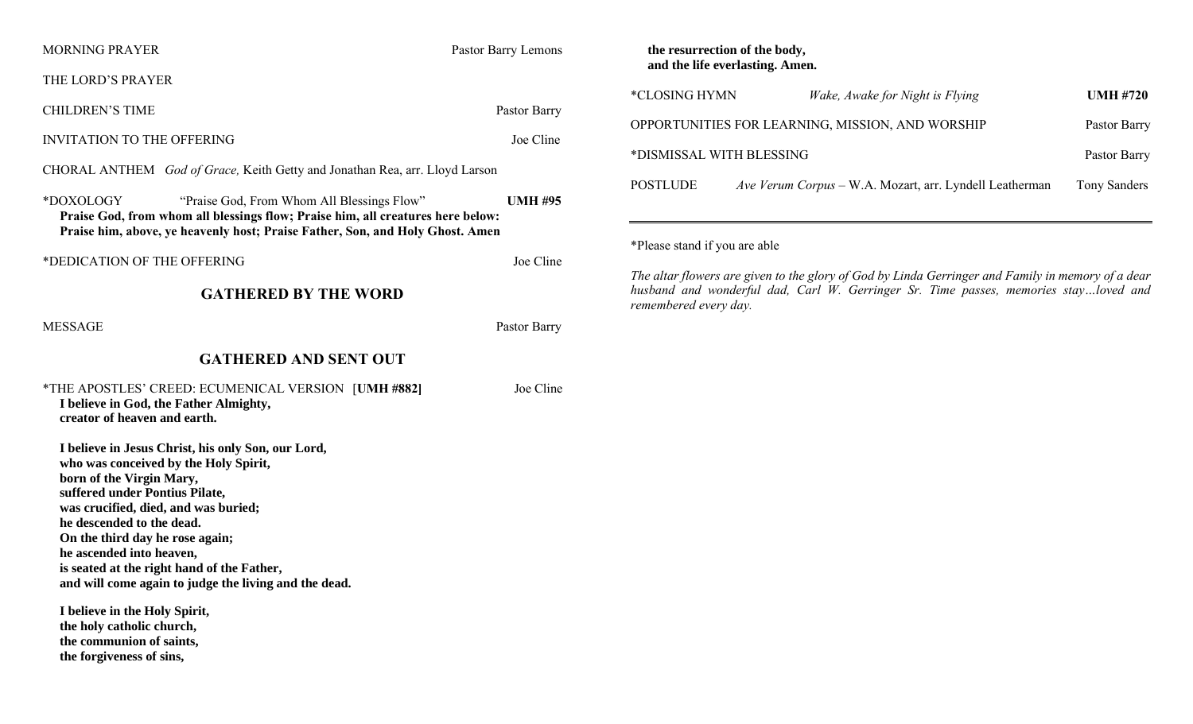MORNING PRAYER Pastor Barry Lemons

THE LORD'S PRAYER

CHILDREN'S TIME Pastor Barry

INVITATION TO THE OFFERING Joe Cline

CHORAL ANTHEM *God of Grace,* Keith Getty and Jonathan Rea, arr. Lloyd Larson

*DOXOLOGY "Praise God, From Whom All Blessings Flow" **UMH #95**

**Praise God, from whom all blessings flow; Praise him, all creatures here below:**
**Praise him, above, ye heavenly host; Praise Father, Son, and Holy Ghost. Amen**

*DEDICATION OF THE OFFERING Joe Cline

## GATHERED BY THE WORD

MESSAGE Pastor Barry

## GATHERED AND SENT OUT

*THE APOSTLES' CREED: ECUMENICAL VERSION [**UMH #882]** Joe Cline

**I believe in God, the Father Almighty,**
**creator of heaven and earth.**

**I believe in Jesus Christ, his only Son, our Lord,**
**who was conceived by the Holy Spirit,**
**born of the Virgin Mary,**
**suffered under Pontius Pilate,**
**was crucified, died, and was buried;**
**he descended to the dead.**
**On the third day he rose again;**
**he ascended into heaven,**
**is seated at the right hand of the Father,**
**and will come again to judge the living and the dead.**

**I believe in the Holy Spirit,**
**the holy catholic church,**
**the communion of saints,**
**the forgiveness of sins,**
**the resurrection of the body,**
**and the life everlasting. Amen.**

*CLOSING HYMN *Wake, Awake for Night is Flying* **UMH #720**

OPPORTUNITIES FOR LEARNING, MISSION, AND WORSHIP Pastor Barry

*DISMISSAL WITH BLESSING Pastor Barry

POSTLUDE *Ave Verum Corpus* – W.A. Mozart, arr. Lyndell Leatherman Tony Sanders

---

*Please stand if you are able

*The altar flowers are given to the glory of God by Linda Gerringer and Family in memory of a dear husband and wonderful dad, Carl W. Gerringer Sr. Time passes, memories stay…loved and remembered every day.*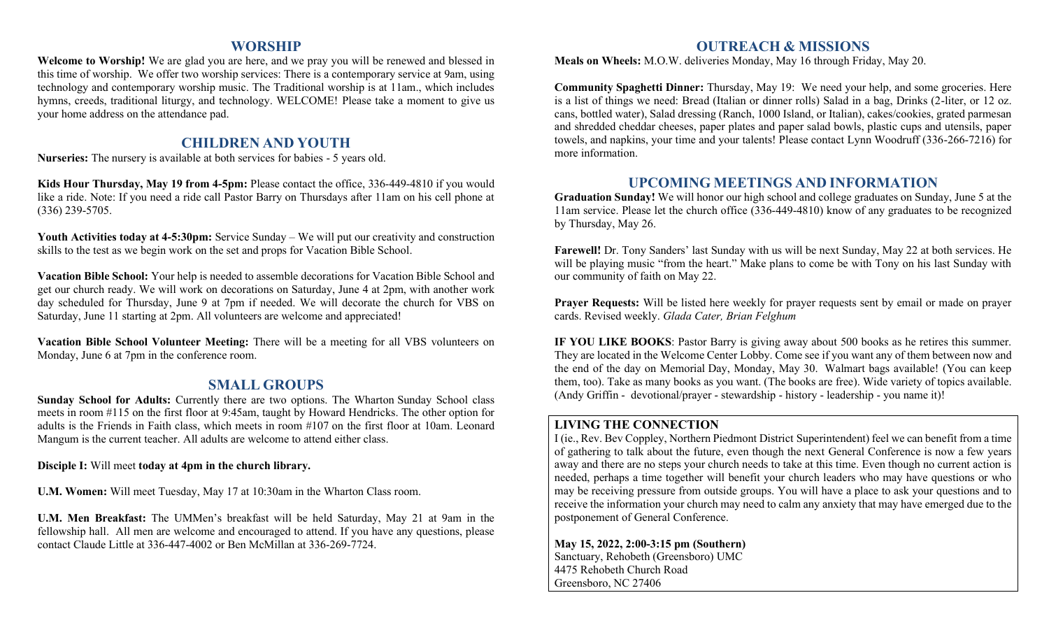## WORSHIP

**Welcome to Worship!** We are glad you are here, and we pray you will be renewed and blessed in this time of worship. We offer two worship services: There is a contemporary service at 9am, using technology and contemporary worship music. The Traditional worship is at 11am., which includes hymns, creeds, traditional liturgy, and technology. WELCOME! Please take a moment to give us your home address on the attendance pad.

## CHILDREN AND YOUTH

**Nurseries:** The nursery is available at both services for babies - 5 years old.

**Kids Hour Thursday, May 19 from 4-5pm:** Please contact the office, 336-449-4810 if you would like a ride. Note: If you need a ride call Pastor Barry on Thursdays after 11am on his cell phone at (336) 239-5705.

**Youth Activities today at 4-5:30pm:** Service Sunday – We will put our creativity and construction skills to the test as we begin work on the set and props for Vacation Bible School.

**Vacation Bible School:** Your help is needed to assemble decorations for Vacation Bible School and get our church ready. We will work on decorations on Saturday, June 4 at 2pm, with another work day scheduled for Thursday, June 9 at 7pm if needed. We will decorate the church for VBS on Saturday, June 11 starting at 2pm. All volunteers are welcome and appreciated!

**Vacation Bible School Volunteer Meeting:** There will be a meeting for all VBS volunteers on Monday, June 6 at 7pm in the conference room.

## SMALL GROUPS

**Sunday School for Adults:** Currently there are two options. The Wharton Sunday School class meets in room #115 on the first floor at 9:45am, taught by Howard Hendricks. The other option for adults is the Friends in Faith class, which meets in room #107 on the first floor at 10am. Leonard Mangum is the current teacher. All adults are welcome to attend either class.

**Disciple I:** Will meet **today at 4pm in the church library.**

**U.M. Women:** Will meet Tuesday, May 17 at 10:30am in the Wharton Class room.

**U.M. Men Breakfast:** The UMMen's breakfast will be held Saturday, May 21 at 9am in the fellowship hall. All men are welcome and encouraged to attend. If you have any questions, please contact Claude Little at 336-447-4002 or Ben McMillan at 336-269-7724.

## OUTREACH & MISSIONS

**Meals on Wheels:** M.O.W. deliveries Monday, May 16 through Friday, May 20.

**Community Spaghetti Dinner:** Thursday, May 19: We need your help, and some groceries. Here is a list of things we need: Bread (Italian or dinner rolls) Salad in a bag, Drinks (2-liter, or 12 oz. cans, bottled water), Salad dressing (Ranch, 1000 Island, or Italian), cakes/cookies, grated parmesan and shredded cheddar cheeses, paper plates and paper salad bowls, plastic cups and utensils, paper towels, and napkins, your time and your talents! Please contact Lynn Woodruff (336-266-7216) for more information.

## UPCOMING MEETINGS AND INFORMATION

**Graduation Sunday!** We will honor our high school and college graduates on Sunday, June 5 at the 11am service. Please let the church office (336-449-4810) know of any graduates to be recognized by Thursday, May 26.

**Farewell!** Dr. Tony Sanders' last Sunday with us will be next Sunday, May 22 at both services. He will be playing music "from the heart." Make plans to come be with Tony on his last Sunday with our community of faith on May 22.

**Prayer Requests:** Will be listed here weekly for prayer requests sent by email or made on prayer cards. Revised weekly. *Glada Cater, Brian Felghum*

**IF YOU LIKE BOOKS**: Pastor Barry is giving away about 500 books as he retires this summer. They are located in the Welcome Center Lobby. Come see if you want any of them between now and the end of the day on Memorial Day, Monday, May 30. Walmart bags available! (You can keep them, too). Take as many books as you want. (The books are free). Wide variety of topics available. (Andy Griffin - devotional/prayer - stewardship - history - leadership - you name it)!

**LIVING THE CONNECTION**

I (ie., Rev. Bev Coppley, Northern Piedmont District Superintendent) feel we can benefit from a time of gathering to talk about the future, even though the next General Conference is now a few years away and there are no steps your church needs to take at this time. Even though no current action is needed, perhaps a time together will benefit your church leaders who may have questions or who may be receiving pressure from outside groups. You will have a place to ask your questions and to receive the information your church may need to calm any anxiety that may have emerged due to the postponement of General Conference.

**May 15, 2022, 2:00-3:15 pm (Southern)**
Sanctuary, Rehobeth (Greensboro) UMC
4475 Rehobeth Church Road
Greensboro, NC 27406